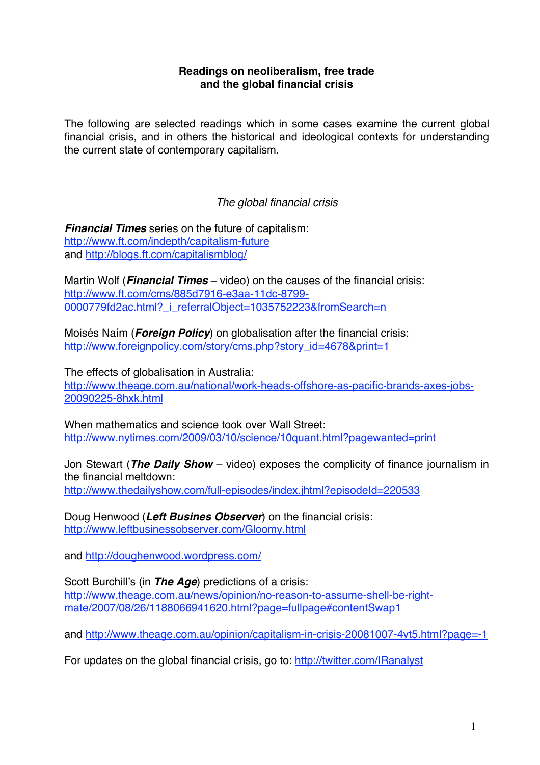**Readings on neoliberalism, free trade and the global financial crisis**

The following are selected readings which in some cases examine the current global financial crisis, and in others the historical and ideological contexts for understanding the current state of contemporary capitalism.

*The global financial crisis*

***Financial Times*** series on the future of capitalism:
http://www.ft.com/indepth/capitalism-future
and http://blogs.ft.com/capitalismblog/

Martin Wolf (***Financial Times*** – video) on the causes of the financial crisis:
http://www.ft.com/cms/885d7916-e3aa-11dc-8799-0000779fd2ac.html?_i_referralObject=1035752223&fromSearch=n

Moisés Naím (***Foreign Policy***) on globalisation after the financial crisis:
http://www.foreignpolicy.com/story/cms.php?story_id=4678&print=1

The effects of globalisation in Australia:
http://www.theage.com.au/national/work-heads-offshore-as-pacific-brands-axes-jobs-20090225-8hxk.html

When mathematics and science took over Wall Street:
http://www.nytimes.com/2009/03/10/science/10quant.html?pagewanted=print

Jon Stewart (***The Daily Show*** – video) exposes the complicity of finance journalism in the financial meltdown:
http://www.thedailyshow.com/full-episodes/index.jhtml?episodeId=220533

Doug Henwood (***Left Busines Observer***) on the financial crisis:
http://www.leftbusinessobserver.com/Gloomy.html

and http://doughenwood.wordpress.com/

Scott Burchill's (in ***The Age***) predictions of a crisis:
http://www.theage.com.au/news/opinion/no-reason-to-assume-shell-be-right-mate/2007/08/26/1188066941620.html?page=fullpage#contentSwap1

and http://www.theage.com.au/opinion/capitalism-in-crisis-20081007-4vt5.html?page=-1

For updates on the global financial crisis, go to: http://twitter.com/IRanalyst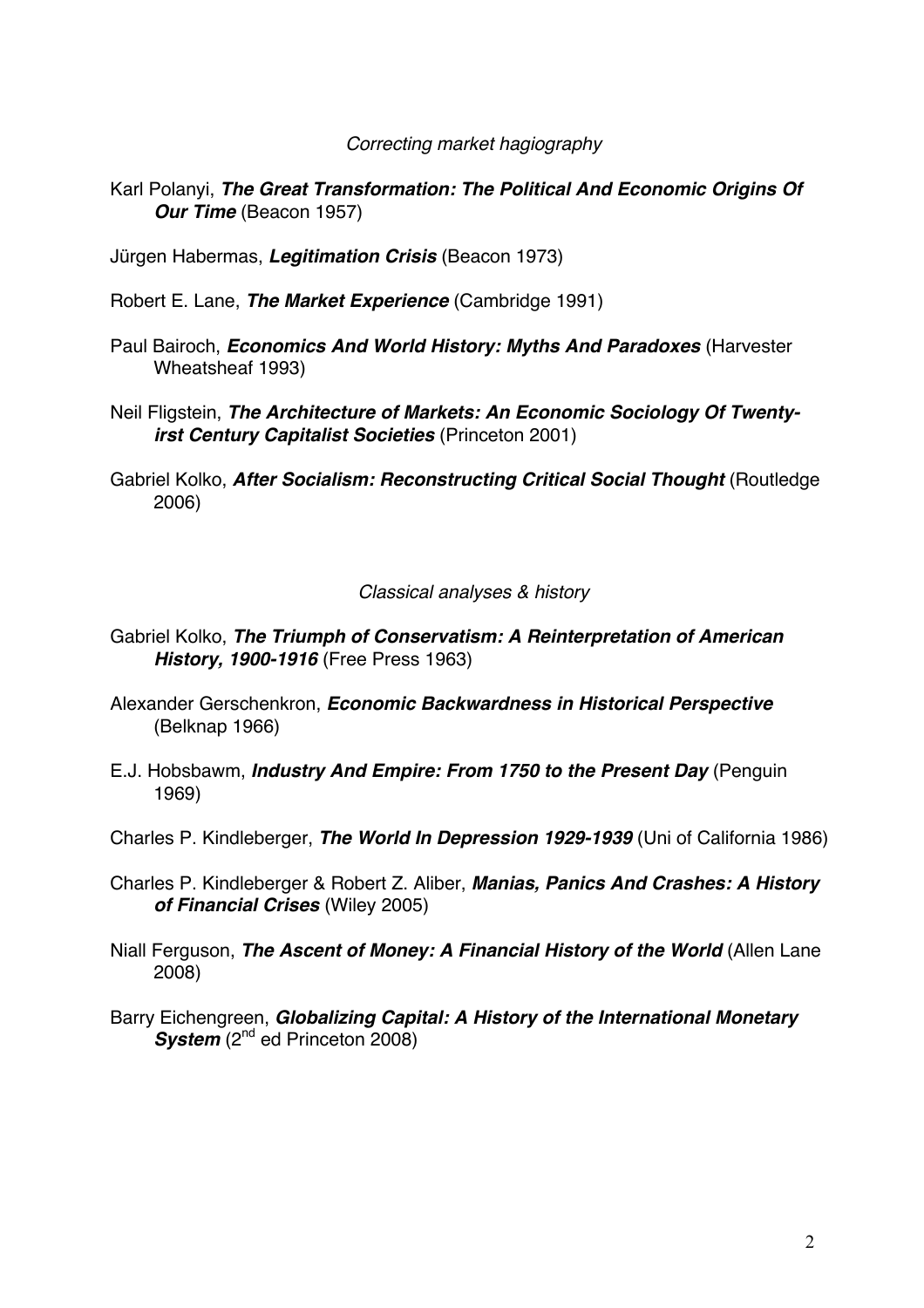*Correcting market hagiography*

Karl Polanyi, ***The Great Transformation: The Political And Economic Origins Of Our Time*** (Beacon 1957)

Jürgen Habermas, ***Legitimation Crisis*** (Beacon 1973)

Robert E. Lane, ***The Market Experience*** (Cambridge 1991)

Paul Bairoch, ***Economics And World History: Myths And Paradoxes*** (Harvester Wheatsheaf 1993)

Neil Fligstein, ***The Architecture of Markets: An Economic Sociology Of Twenty-irst Century Capitalist Societies*** (Princeton 2001)

Gabriel Kolko, ***After Socialism: Reconstructing Critical Social Thought*** (Routledge 2006)

*Classical analyses & history*

Gabriel Kolko, ***The Triumph of Conservatism: A Reinterpretation of American History, 1900-1916*** (Free Press 1963)

Alexander Gerschenkron, ***Economic Backwardness in Historical Perspective*** (Belknap 1966)

E.J. Hobsbawm, ***Industry And Empire: From 1750 to the Present Day*** (Penguin 1969)

Charles P. Kindleberger, ***The World In Depression 1929-1939*** (Uni of California 1986)

Charles P. Kindleberger & Robert Z. Aliber, ***Manias, Panics And Crashes: A History of Financial Crises*** (Wiley 2005)

Niall Ferguson, ***The Ascent of Money: A Financial History of the World*** (Allen Lane 2008)

Barry Eichengreen, ***Globalizing Capital: A History of the International Monetary System*** (2nd ed Princeton 2008)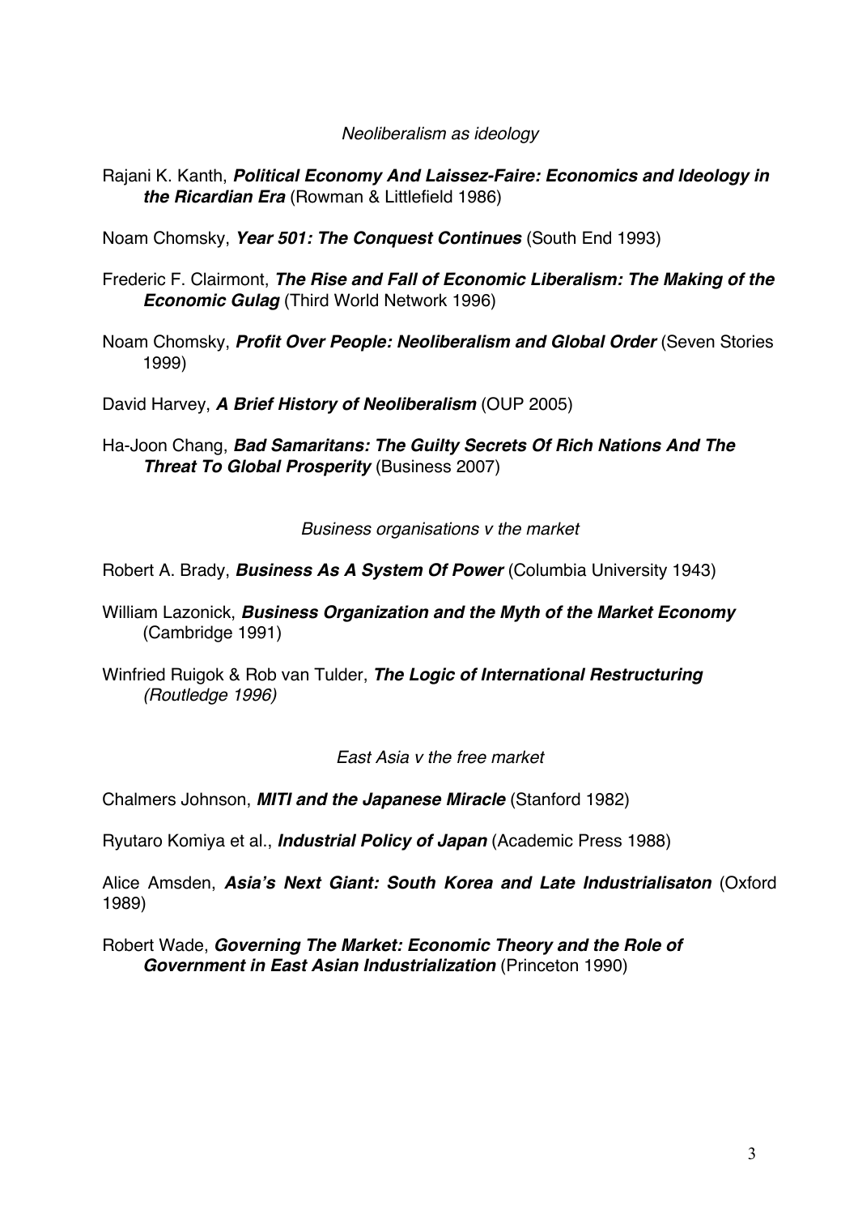*Neoliberalism as ideology*

Rajani K. Kanth, ***Political Economy And Laissez-Faire: Economics and Ideology in the Ricardian Era*** (Rowman & Littlefield 1986)

Noam Chomsky, ***Year 501: The Conquest Continues*** (South End 1993)

Frederic F. Clairmont, ***The Rise and Fall of Economic Liberalism: The Making of the Economic Gulag*** (Third World Network 1996)

Noam Chomsky, ***Profit Over People: Neoliberalism and Global Order*** (Seven Stories 1999)

David Harvey, ***A Brief History of Neoliberalism*** (OUP 2005)

Ha-Joon Chang, ***Bad Samaritans: The Guilty Secrets Of Rich Nations And The Threat To Global Prosperity*** (Business 2007)

*Business organisations v the market*

Robert A. Brady, ***Business As A System Of Power*** (Columbia University 1943)

William Lazonick, ***Business Organization and the Myth of the Market Economy*** (Cambridge 1991)

Winfried Ruigok & Rob van Tulder, ***The Logic of International Restructuring*** *(Routledge 1996)*

*East Asia v the free market*

Chalmers Johnson, ***MITI and the Japanese Miracle*** (Stanford 1982)

Ryutaro Komiya et al., ***Industrial Policy of Japan*** (Academic Press 1988)

Alice Amsden, ***Asia's Next Giant: South Korea and Late Industrialisaton*** (Oxford 1989)

Robert Wade, ***Governing The Market: Economic Theory and the Role of Government in East Asian Industrialization*** (Princeton 1990)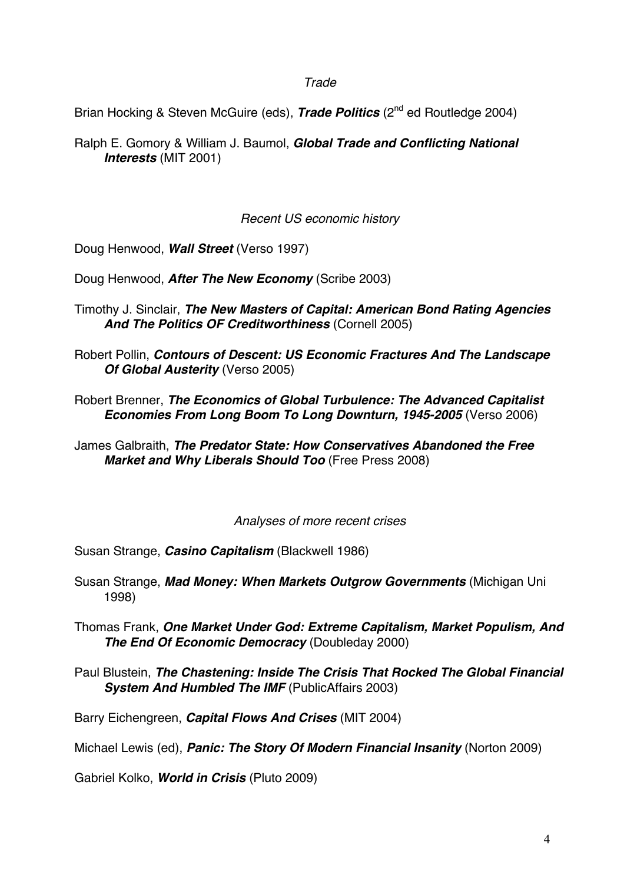*Trade*

Brian Hocking & Steven McGuire (eds), ***Trade Politics*** (2nd ed Routledge 2004)

Ralph E. Gomory & William J. Baumol, ***Global Trade and Conflicting National Interests*** (MIT 2001)

*Recent US economic history*

Doug Henwood, ***Wall Street*** (Verso 1997)

Doug Henwood, ***After The New Economy*** (Scribe 2003)

Timothy J. Sinclair, ***The New Masters of Capital: American Bond Rating Agencies And The Politics OF Creditworthiness*** (Cornell 2005)

Robert Pollin, ***Contours of Descent: US Economic Fractures And The Landscape Of Global Austerity*** (Verso 2005)

Robert Brenner, ***The Economics of Global Turbulence: The Advanced Capitalist Economies From Long Boom To Long Downturn, 1945-2005*** (Verso 2006)

James Galbraith, ***The Predator State: How Conservatives Abandoned the Free Market and Why Liberals Should Too*** (Free Press 2008)

*Analyses of more recent crises*

Susan Strange, ***Casino Capitalism*** (Blackwell 1986)

Susan Strange, ***Mad Money: When Markets Outgrow Governments*** (Michigan Uni 1998)

Thomas Frank, ***One Market Under God: Extreme Capitalism, Market Populism, And The End Of Economic Democracy*** (Doubleday 2000)

Paul Blustein, ***The Chastening: Inside The Crisis That Rocked The Global Financial System And Humbled The IMF*** (PublicAffairs 2003)

Barry Eichengreen, ***Capital Flows And Crises*** (MIT 2004)

Michael Lewis (ed), ***Panic: The Story Of Modern Financial Insanity*** (Norton 2009)

Gabriel Kolko, ***World in Crisis*** (Pluto 2009)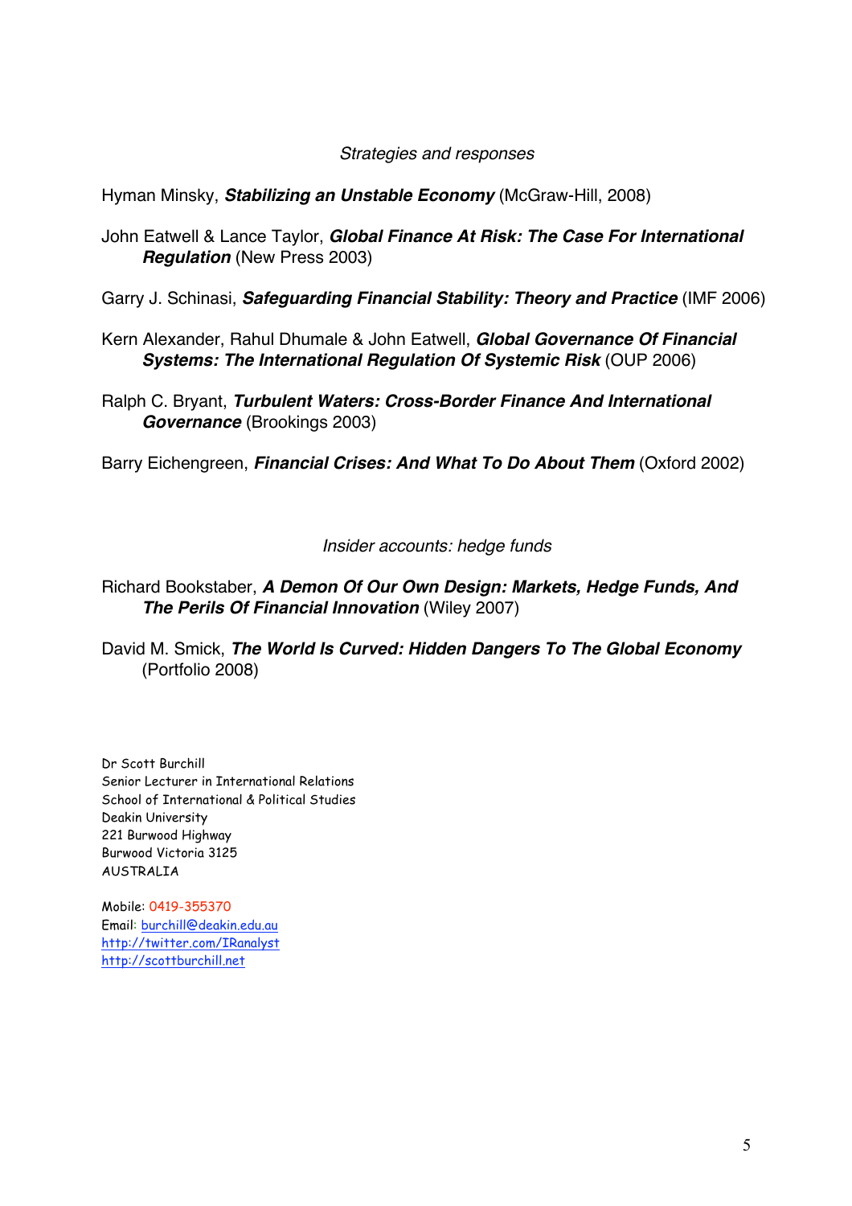*Strategies and responses*

Hyman Minsky, ***Stabilizing an Unstable Economy*** (McGraw-Hill, 2008)

John Eatwell & Lance Taylor, ***Global Finance At Risk: The Case For International Regulation*** (New Press 2003)

Garry J. Schinasi, ***Safeguarding Financial Stability: Theory and Practice*** (IMF 2006)

Kern Alexander, Rahul Dhumale & John Eatwell, ***Global Governance Of Financial Systems: The International Regulation Of Systemic Risk*** (OUP 2006)

Ralph C. Bryant, ***Turbulent Waters: Cross-Border Finance And International Governance*** (Brookings 2003)

Barry Eichengreen, ***Financial Crises: And What To Do About Them*** (Oxford 2002)

*Insider accounts: hedge funds*

Richard Bookstaber, ***A Demon Of Our Own Design: Markets, Hedge Funds, And The Perils Of Financial Innovation*** (Wiley 2007)

David M. Smick, ***The World Is Curved: Hidden Dangers To The Global Economy*** (Portfolio 2008)

Dr Scott Burchill
Senior Lecturer in International Relations
School of International & Political Studies
Deakin University
221 Burwood Highway
Burwood Victoria 3125
AUSTRALIA

Mobile: 0419-355370
Email: burchill@deakin.edu.au
http://twitter.com/IRanalyst
http://scottburchill.net